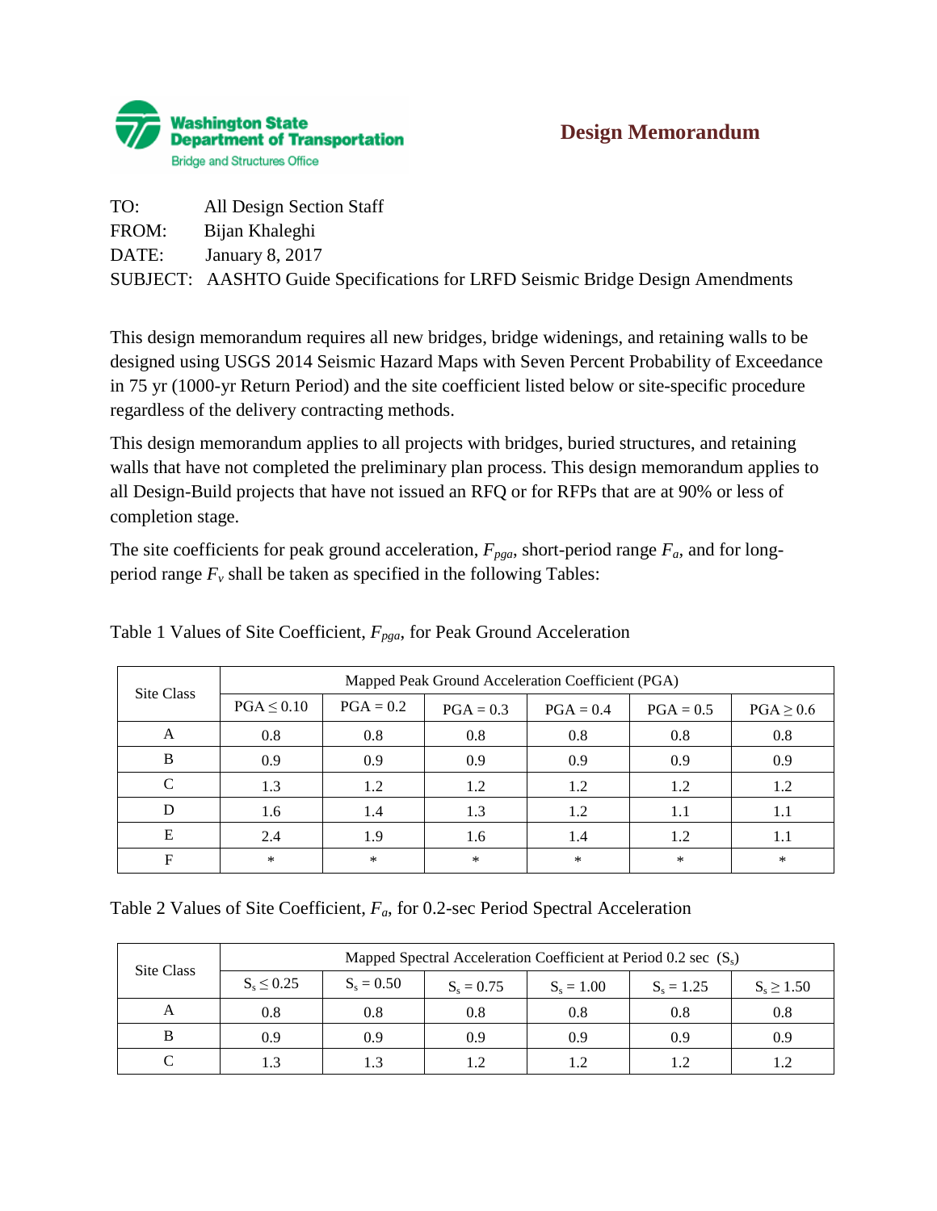Washington State Department of Transportation
Bridge and Structures Office

# Design Memorandum

TO: All Design Section Staff
FROM: Bijan Khaleghi
DATE: January 8, 2017
SUBJECT: AASHTO Guide Specifications for LRFD Seismic Bridge Design Amendments

This design memorandum requires all new bridges, bridge widenings, and retaining walls to be designed using USGS 2014 Seismic Hazard Maps with Seven Percent Probability of Exceedance in 75 yr (1000-yr Return Period) and the site coefficient listed below or site-specific procedure regardless of the delivery contracting methods.

This design memorandum applies to all projects with bridges, buried structures, and retaining walls that have not completed the preliminary plan process. This design memorandum applies to all Design-Build projects that have not issued an RFQ or for RFPs that are at 90% or less of completion stage.

The site coefficients for peak ground acceleration, $F_{pga}$, short-period range $F_a$, and for long-period range $F_v$ shall be taken as specified in the following Tables:

Table 1 Values of Site Coefficient, $F_{pga}$, for Peak Ground Acceleration

| Site Class | Mapped Peak Ground Acceleration Coefficient (PGA) | | | | | |
|---|---|---|---|---|---|---|
| | PGA ≤ 0.10 | PGA = 0.2 | PGA = 0.3 | PGA = 0.4 | PGA = 0.5 | PGA ≥ 0.6 |
| A | 0.8 | 0.8 | 0.8 | 0.8 | 0.8 | 0.8 |
| B | 0.9 | 0.9 | 0.9 | 0.9 | 0.9 | 0.9 |
| C | 1.3 | 1.2 | 1.2 | 1.2 | 1.2 | 1.2 |
| D | 1.6 | 1.4 | 1.3 | 1.2 | 1.1 | 1.1 |
| E | 2.4 | 1.9 | 1.6 | 1.4 | 1.2 | 1.1 |
| F | * | * | * | * | * | * |

Table 2 Values of Site Coefficient, $F_a$, for 0.2-sec Period Spectral Acceleration

| Site Class | Mapped Spectral Acceleration Coefficient at Period 0.2 sec ($S_s$) | | | | | |
|---|---|---|---|---|---|---|
| | $S_s \leq 0.25$ | $S_s = 0.50$ | $S_s = 0.75$ | $S_s = 1.00$ | $S_s = 1.25$ | $S_s \geq 1.50$ |
| A | 0.8 | 0.8 | 0.8 | 0.8 | 0.8 | 0.8 |
| B | 0.9 | 0.9 | 0.9 | 0.9 | 0.9 | 0.9 |
| C | 1.3 | 1.3 | 1.2 | 1.2 | 1.2 | 1.2 |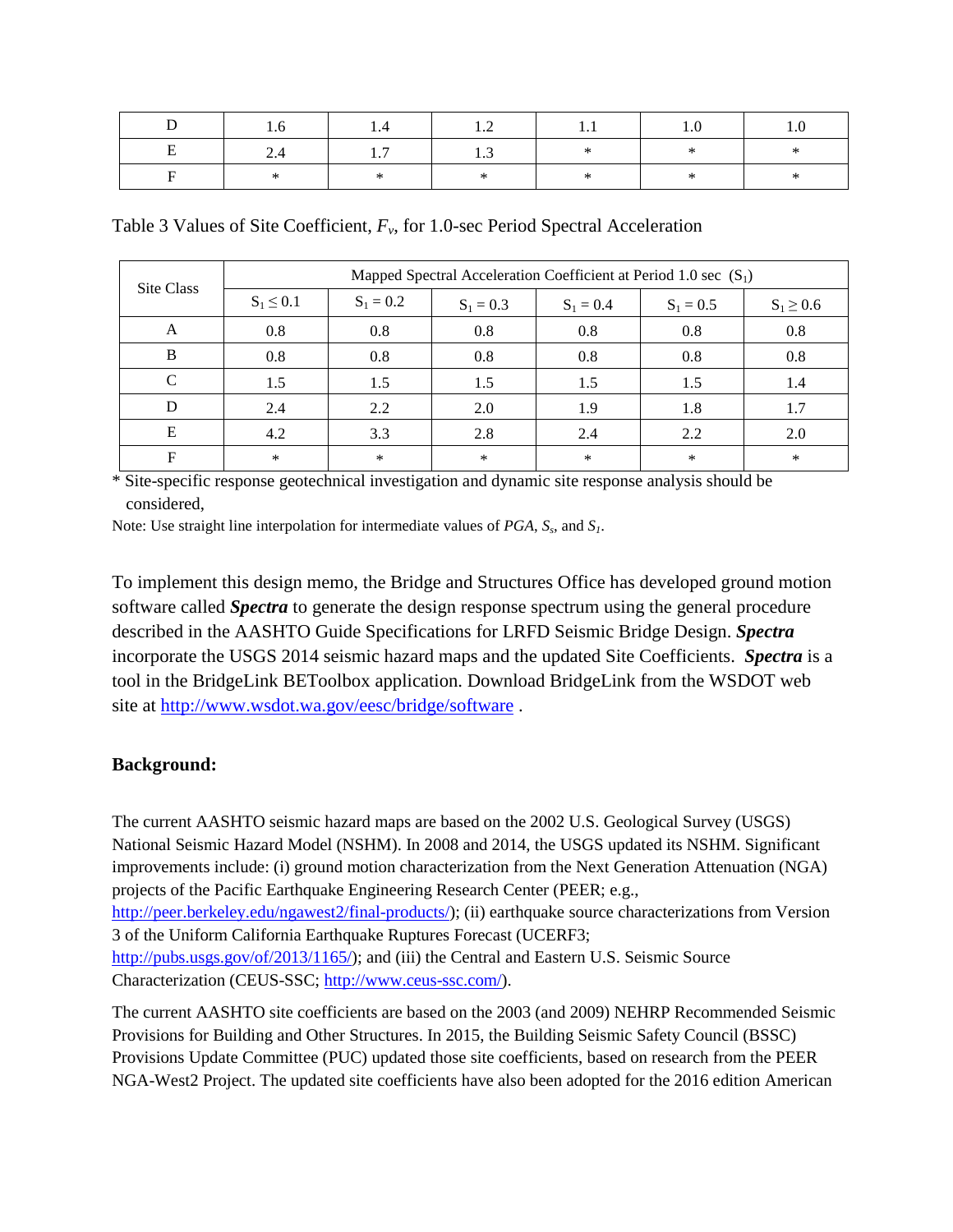| D | 1.6 | 1.4 | 1.2 | 1.1 | 1.0 | 1.0 |
|---|---|---|---|---|---|---|
| E | 2.4 | 1.7 | 1.3 | * | * | * |
| F | * | * | * | * | * | * |

Table 3 Values of Site Coefficient, $F_v$, for 1.0-sec Period Spectral Acceleration

| Site Class | Mapped Spectral Acceleration Coefficient at Period 1.0 sec ($S_1$) | | | | | |
|---|---|---|---|---|---|---|
| | $S_1 \leq 0.1$ | $S_1 = 0.2$ | $S_1 = 0.3$ | $S_1 = 0.4$ | $S_1 = 0.5$ | $S_1 \geq 0.6$ |
| A | 0.8 | 0.8 | 0.8 | 0.8 | 0.8 | 0.8 |
| B | 0.8 | 0.8 | 0.8 | 0.8 | 0.8 | 0.8 |
| C | 1.5 | 1.5 | 1.5 | 1.5 | 1.5 | 1.4 |
| D | 2.4 | 2.2 | 2.0 | 1.9 | 1.8 | 1.7 |
| E | 4.2 | 3.3 | 2.8 | 2.4 | 2.2 | 2.0 |
| F | * | * | * | * | * | * |

* Site-specific response geotechnical investigation and dynamic site response analysis should be considered,

Note: Use straight line interpolation for intermediate values of *PGA*, $S_s$, and $S_1$.

To implement this design memo, the Bridge and Structures Office has developed ground motion software called ***Spectra*** to generate the design response spectrum using the general procedure described in the AASHTO Guide Specifications for LRFD Seismic Bridge Design. ***Spectra*** incorporate the USGS 2014 seismic hazard maps and the updated Site Coefficients. ***Spectra*** is a tool in the BridgeLink BEToolbox application. Download BridgeLink from the WSDOT web site at http://www.wsdot.wa.gov/eesc/bridge/software .

**Background:**

The current AASHTO seismic hazard maps are based on the 2002 U.S. Geological Survey (USGS) National Seismic Hazard Model (NSHM). In 2008 and 2014, the USGS updated its NSHM. Significant improvements include: (i) ground motion characterization from the Next Generation Attenuation (NGA) projects of the Pacific Earthquake Engineering Research Center (PEER; e.g., http://peer.berkeley.edu/ngawest2/final-products/); (ii) earthquake source characterizations from Version 3 of the Uniform California Earthquake Ruptures Forecast (UCERF3; http://pubs.usgs.gov/of/2013/1165/); and (iii) the Central and Eastern U.S. Seismic Source Characterization (CEUS-SSC; http://www.ceus-ssc.com/).

The current AASHTO site coefficients are based on the 2003 (and 2009) NEHRP Recommended Seismic Provisions for Building and Other Structures. In 2015, the Building Seismic Safety Council (BSSC) Provisions Update Committee (PUC) updated those site coefficients, based on research from the PEER NGA-West2 Project. The updated site coefficients have also been adopted for the 2016 edition American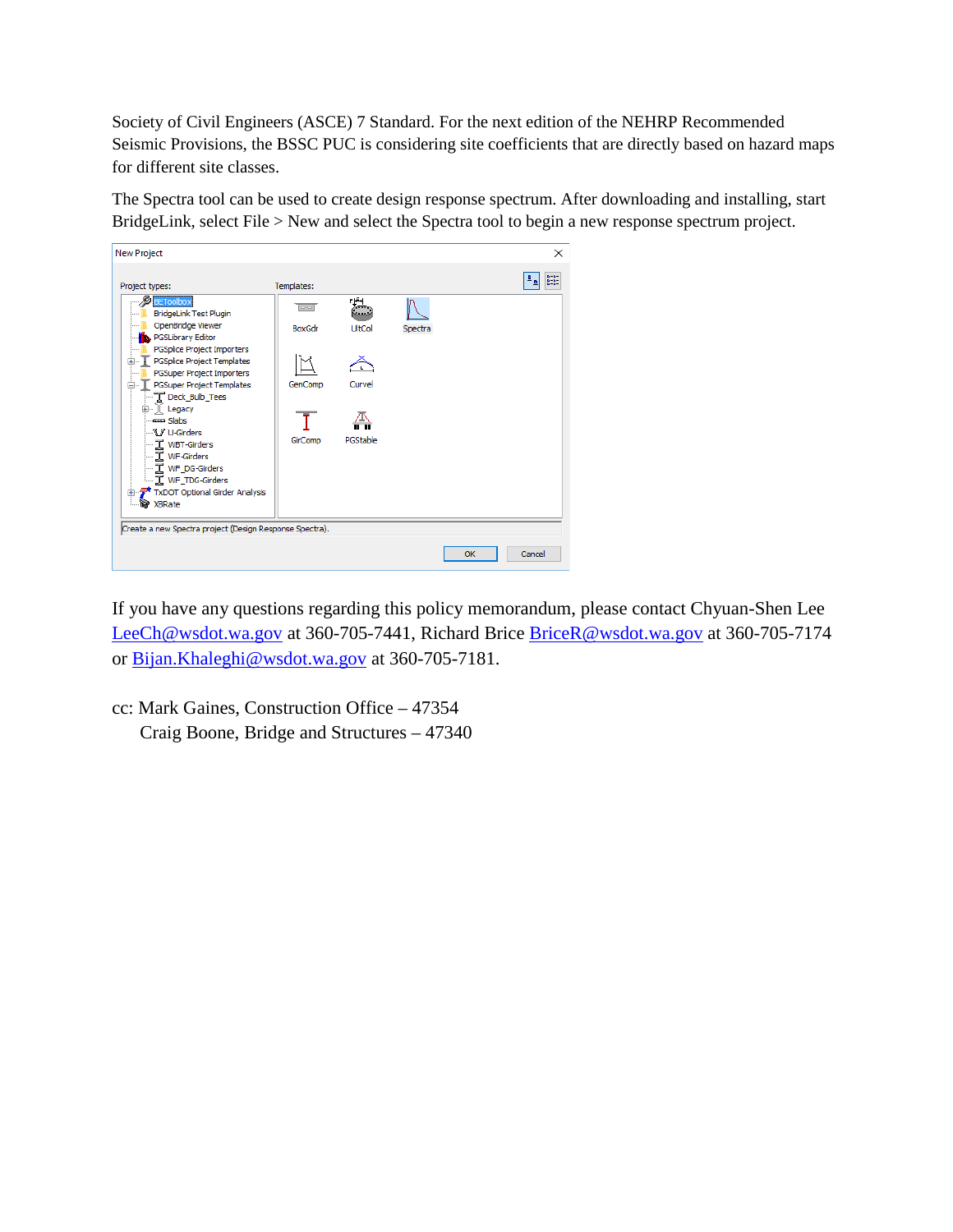Society of Civil Engineers (ASCE) 7 Standard. For the next edition of the NEHRP Recommended Seismic Provisions, the BSSC PUC is considering site coefficients that are directly based on hazard maps for different site classes.

The Spectra tool can be used to create design response spectrum. After downloading and installing, start BridgeLink, select File > New and select the Spectra tool to begin a new response spectrum project.

If you have any questions regarding this policy memorandum, please contact Chyuan-Shen Lee LeeCh@wsdot.wa.gov at 360-705-7441, Richard Brice BriceR@wsdot.wa.gov at 360-705-7174 or Bijan.Khaleghi@wsdot.wa.gov at 360-705-7181.

cc: Mark Gaines, Construction Office – 47354
Craig Boone, Bridge and Structures – 47340